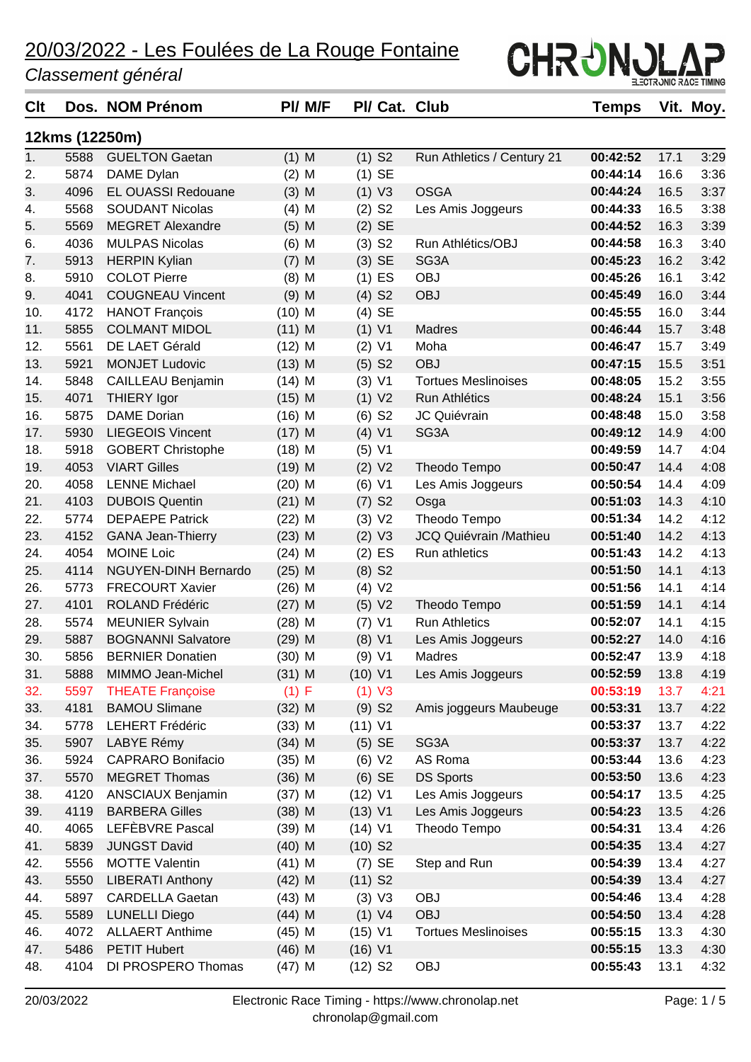# 20/03/2022 - Les Foulées de La Rouge Fontaine

*Classement général*

CHRONOLAP ELECTRONIC RACE TIMING

## 12kms (12250m)

| Clt | Dos. | NOM Prénom | Pl/ M/F | Pl/ Cat. | Club | Temps | Vit. | Moy. |
|---|---|---|---|---|---|---|---|---|
| 1. | 5588 | GUELTON Gaetan | (1) M | (1) S2 | Run Athletics / Century 21 | **00:42:52** | 17.1 | 3:29 |
| 2. | 5874 | DAME Dylan | (2) M | (1) SE | | **00:44:14** | 16.6 | 3:36 |
| 3. | 4096 | EL OUASSI Redouane | (3) M | (1) V3 | OSGA | **00:44:24** | 16.5 | 3:37 |
| 4. | 5568 | SOUDANT Nicolas | (4) M | (2) S2 | Les Amis Joggeurs | **00:44:33** | 16.5 | 3:38 |
| 5. | 5569 | MEGRET Alexandre | (5) M | (2) SE | | **00:44:52** | 16.3 | 3:39 |
| 6. | 4036 | MULPAS Nicolas | (6) M | (3) S2 | Run Athlétics/OBJ | **00:44:58** | 16.3 | 3:40 |
| 7. | 5913 | HERPIN Kylian | (7) M | (3) SE | SG3A | **00:45:23** | 16.2 | 3:42 |
| 8. | 5910 | COLOT Pierre | (8) M | (1) ES | OBJ | **00:45:26** | 16.1 | 3:42 |
| 9. | 4041 | COUGNEAU Vincent | (9) M | (4) S2 | OBJ | **00:45:49** | 16.0 | 3:44 |
| 10. | 4172 | HANOT François | (10) M | (4) SE | | **00:45:55** | 16.0 | 3:44 |
| 11. | 5855 | COLMANT MIDOL | (11) M | (1) V1 | Madres | **00:46:44** | 15.7 | 3:48 |
| 12. | 5561 | DE LAET Gérald | (12) M | (2) V1 | Moha | **00:46:47** | 15.7 | 3:49 |
| 13. | 5921 | MONJET Ludovic | (13) M | (5) S2 | OBJ | **00:47:15** | 15.5 | 3:51 |
| 14. | 5848 | CAILLEAU Benjamin | (14) M | (3) V1 | Tortues Meslinoises | **00:48:05** | 15.2 | 3:55 |
| 15. | 4071 | THIERY Igor | (15) M | (1) V2 | Run Athlétics | **00:48:24** | 15.1 | 3:56 |
| 16. | 5875 | DAME Dorian | (16) M | (6) S2 | JC Quiévrain | **00:48:48** | 15.0 | 3:58 |
| 17. | 5930 | LIEGEOIS Vincent | (17) M | (4) V1 | SG3A | **00:49:12** | 14.9 | 4:00 |
| 18. | 5918 | GOBERT Christophe | (18) M | (5) V1 | | **00:49:59** | 14.7 | 4:04 |
| 19. | 4053 | VIART Gilles | (19) M | (2) V2 | Theodo Tempo | **00:50:47** | 14.4 | 4:08 |
| 20. | 4058 | LENNE Michael | (20) M | (6) V1 | Les Amis Joggeurs | **00:50:54** | 14.4 | 4:09 |
| 21. | 4103 | DUBOIS Quentin | (21) M | (7) S2 | Osga | **00:51:03** | 14.3 | 4:10 |
| 22. | 5774 | DEPAEPE Patrick | (22) M | (3) V2 | Theodo Tempo | **00:51:34** | 14.2 | 4:12 |
| 23. | 4152 | GANA Jean-Thierry | (23) M | (2) V3 | JCQ Quiévrain /Mathieu | **00:51:40** | 14.2 | 4:13 |
| 24. | 4054 | MOINE Loic | (24) M | (2) ES | Run athletics | **00:51:43** | 14.2 | 4:13 |
| 25. | 4114 | NGUYEN-DINH Bernardo | (25) M | (8) S2 | | **00:51:50** | 14.1 | 4:13 |
| 26. | 5773 | FRECOURT Xavier | (26) M | (4) V2 | | **00:51:56** | 14.1 | 4:14 |
| 27. | 4101 | ROLAND Frédéric | (27) M | (5) V2 | Theodo Tempo | **00:51:59** | 14.1 | 4:14 |
| 28. | 5574 | MEUNIER Sylvain | (28) M | (7) V1 | Run Athletics | **00:52:07** | 14.1 | 4:15 |
| 29. | 5887 | BOGNANNI Salvatore | (29) M | (8) V1 | Les Amis Joggeurs | **00:52:27** | 14.0 | 4:16 |
| 30. | 5856 | BERNIER Donatien | (30) M | (9) V1 | Madres | **00:52:47** | 13.9 | 4:18 |
| 31. | 5888 | MIMMO Jean-Michel | (31) M | (10) V1 | Les Amis Joggeurs | **00:52:59** | 13.8 | 4:19 |
| 32. | 5597 | THEATE Françoise | (1) F | (1) V3 | | **00:53:19** | 13.7 | 4:21 |
| 33. | 4181 | BAMOU Slimane | (32) M | (9) S2 | Amis joggeurs Maubeuge | **00:53:31** | 13.7 | 4:22 |
| 34. | 5778 | LEHERT Frédéric | (33) M | (11) V1 | | **00:53:37** | 13.7 | 4:22 |
| 35. | 5907 | LABYE Rémy | (34) M | (5) SE | SG3A | **00:53:37** | 13.7 | 4:22 |
| 36. | 5924 | CAPRARO Bonifacio | (35) M | (6) V2 | AS Roma | **00:53:44** | 13.6 | 4:23 |
| 37. | 5570 | MEGRET Thomas | (36) M | (6) SE | DS Sports | **00:53:50** | 13.6 | 4:23 |
| 38. | 4120 | ANSCIAUX Benjamin | (37) M | (12) V1 | Les Amis Joggeurs | **00:54:17** | 13.5 | 4:25 |
| 39. | 4119 | BARBERA Gilles | (38) M | (13) V1 | Les Amis Joggeurs | **00:54:23** | 13.5 | 4:26 |
| 40. | 4065 | LEFÈBVRE Pascal | (39) M | (14) V1 | Theodo Tempo | **00:54:31** | 13.4 | 4:26 |
| 41. | 5839 | JUNGST David | (40) M | (10) S2 | | **00:54:35** | 13.4 | 4:27 |
| 42. | 5556 | MOTTE Valentin | (41) M | (7) SE | Step and Run | **00:54:39** | 13.4 | 4:27 |
| 43. | 5550 | LIBERATI Anthony | (42) M | (11) S2 | | **00:54:39** | 13.4 | 4:27 |
| 44. | 5897 | CARDELLA Gaetan | (43) M | (3) V3 | OBJ | **00:54:46** | 13.4 | 4:28 |
| 45. | 5589 | LUNELLI Diego | (44) M | (1) V4 | OBJ | **00:54:50** | 13.4 | 4:28 |
| 46. | 4072 | ALLAERT Anthime | (45) M | (15) V1 | Tortues Meslinoises | **00:55:15** | 13.3 | 4:30 |
| 47. | 5486 | PETIT Hubert | (46) M | (16) V1 | | **00:55:15** | 13.3 | 4:30 |
| 48. | 4104 | DI PROSPERO Thomas | (47) M | (12) S2 | OBJ | **00:55:43** | 13.1 | 4:32 |

20/03/2022 — Electronic Race Timing - https://www.chronolap.net — chronolap@gmail.com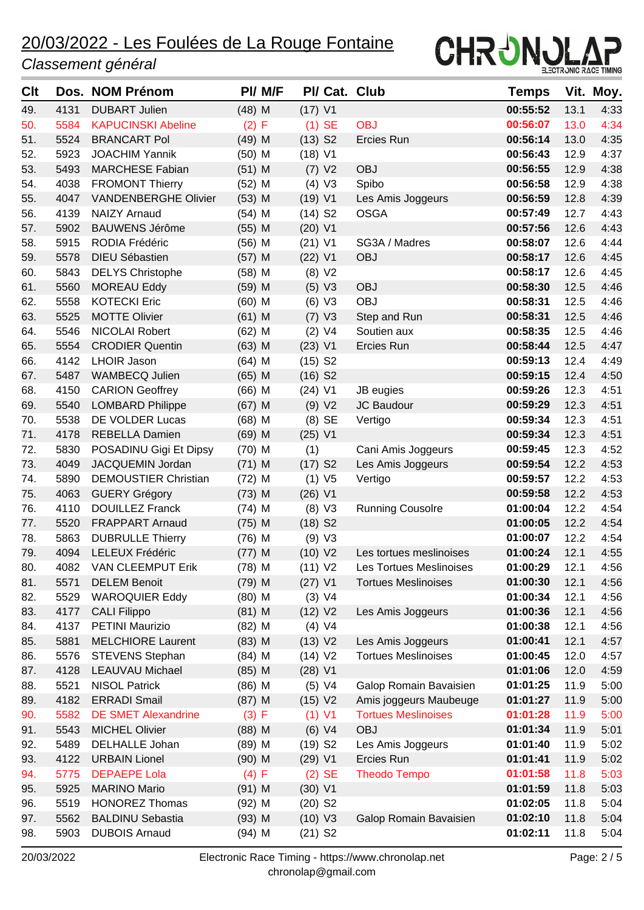# 20/03/2022 - Les Foulées de La Rouge Fontaine

*Classement général*

| Clt | Dos. | NOM Prénom | Pl/ M/F | | Pl/ Cat. | | Club | Temps | Vit. | Moy. |
|---|---|---|---|---|---|---|---|---|---|---|
| 49. | 4131 | DUBART Julien | (48) | M | (17) | V1 | | 00:55:52 | 13.1 | 4:33 |
| 50. | 5584 | KAPUCINSKI Abeline | (2) | F | (1) | SE | OBJ | 00:56:07 | 13.0 | 4:34 |
| 51. | 5524 | BRANCART Pol | (49) | M | (13) | S2 | Ercies Run | 00:56:14 | 13.0 | 4:35 |
| 52. | 5923 | JOACHIM Yannik | (50) | M | (18) | V1 | | 00:56:43 | 12.9 | 4:37 |
| 53. | 5493 | MARCHESE Fabian | (51) | M | (7) | V2 | OBJ | 00:56:55 | 12.9 | 4:38 |
| 54. | 4038 | FROMONT Thierry | (52) | M | (4) | V3 | Spibo | 00:56:58 | 12.9 | 4:38 |
| 55. | 4047 | VANDENBERGHE Olivier | (53) | M | (19) | V1 | Les Amis Joggeurs | 00:56:59 | 12.8 | 4:39 |
| 56. | 4139 | NAIZY Arnaud | (54) | M | (14) | S2 | OSGA | 00:57:49 | 12.7 | 4:43 |
| 57. | 5902 | BAUWENS Jérôme | (55) | M | (20) | V1 | | 00:57:56 | 12.6 | 4:43 |
| 58. | 5915 | RODIA Frédéric | (56) | M | (21) | V1 | SG3A / Madres | 00:58:07 | 12.6 | 4:44 |
| 59. | 5578 | DIEU Sébastien | (57) | M | (22) | V1 | OBJ | 00:58:17 | 12.6 | 4:45 |
| 60. | 5843 | DELYS Christophe | (58) | M | (8) | V2 | | 00:58:17 | 12.6 | 4:45 |
| 61. | 5560 | MOREAU Eddy | (59) | M | (5) | V3 | OBJ | 00:58:30 | 12.5 | 4:46 |
| 62. | 5558 | KOTECKI Eric | (60) | M | (6) | V3 | OBJ | 00:58:31 | 12.5 | 4:46 |
| 63. | 5525 | MOTTE Olivier | (61) | M | (7) | V3 | Step and Run | 00:58:31 | 12.5 | 4:46 |
| 64. | 5546 | NICOLAI Robert | (62) | M | (2) | V4 | Soutien aux | 00:58:35 | 12.5 | 4:46 |
| 65. | 5554 | CRODIER Quentin | (63) | M | (23) | V1 | Ercies Run | 00:58:44 | 12.5 | 4:47 |
| 66. | 4142 | LHOIR Jason | (64) | M | (15) | S2 | | 00:59:13 | 12.4 | 4:49 |
| 67. | 5487 | WAMBECQ Julien | (65) | M | (16) | S2 | | 00:59:15 | 12.4 | 4:50 |
| 68. | 4150 | CARION Geoffrey | (66) | M | (24) | V1 | JB eugies | 00:59:26 | 12.3 | 4:51 |
| 69. | 5540 | LOMBARD Philippe | (67) | M | (9) | V2 | JC Baudour | 00:59:29 | 12.3 | 4:51 |
| 70. | 5538 | DE VOLDER Lucas | (68) | M | (8) | SE | Vertigo | 00:59:34 | 12.3 | 4:51 |
| 71. | 4178 | REBELLA Damien | (69) | M | (25) | V1 | | 00:59:34 | 12.3 | 4:51 |
| 72. | 5830 | POSADINU Gigi Et Dipsy | (70) | M | (1) | | Cani Amis Joggeurs | 00:59:45 | 12.3 | 4:52 |
| 73. | 4049 | JACQUEMIN Jordan | (71) | M | (17) | S2 | Les Amis Joggeurs | 00:59:54 | 12.2 | 4:53 |
| 74. | 5890 | DEMOUSTIER Christian | (72) | M | (1) | V5 | Vertigo | 00:59:57 | 12.2 | 4:53 |
| 75. | 4063 | GUERY Grégory | (73) | M | (26) | V1 | | 00:59:58 | 12.2 | 4:53 |
| 76. | 4110 | DOUILLEZ Franck | (74) | M | (8) | V3 | Running Cousolre | 01:00:04 | 12.2 | 4:54 |
| 77. | 5520 | FRAPPART Arnaud | (75) | M | (18) | S2 | | 01:00:05 | 12.2 | 4:54 |
| 78. | 5863 | DUBRULLE Thierry | (76) | M | (9) | V3 | | 01:00:07 | 12.2 | 4:54 |
| 79. | 4094 | LELEUX Frédéric | (77) | M | (10) | V2 | Les tortues meslinoises | 01:00:24 | 12.1 | 4:55 |
| 80. | 4082 | VAN CLEEMPUT Erik | (78) | M | (11) | V2 | Les Tortues Meslinoises | 01:00:29 | 12.1 | 4:56 |
| 81. | 5571 | DELEM Benoit | (79) | M | (27) | V1 | Tortues Meslinoises | 01:00:30 | 12.1 | 4:56 |
| 82. | 5529 | WAROQUIER Eddy | (80) | M | (3) | V4 | | 01:00:34 | 12.1 | 4:56 |
| 83. | 4177 | CALI Filippo | (81) | M | (12) | V2 | Les Amis Joggeurs | 01:00:36 | 12.1 | 4:56 |
| 84. | 4137 | PETINI Maurizio | (82) | M | (4) | V4 | | 01:00:38 | 12.1 | 4:56 |
| 85. | 5881 | MELCHIORE Laurent | (83) | M | (13) | V2 | Les Amis Joggeurs | 01:00:41 | 12.1 | 4:57 |
| 86. | 5576 | STEVENS Stephan | (84) | M | (14) | V2 | Tortues Meslinoises | 01:00:45 | 12.0 | 4:57 |
| 87. | 4128 | LEAUVAU Michael | (85) | M | (28) | V1 | | 01:01:06 | 12.0 | 4:59 |
| 88. | 5521 | NISOL Patrick | (86) | M | (5) | V4 | Galop Romain Bavaisien | 01:01:25 | 11.9 | 5:00 |
| 89. | 4182 | ERRADI Smail | (87) | M | (15) | V2 | Amis joggeurs Maubeuge | 01:01:27 | 11.9 | 5:00 |
| 90. | 5582 | DE SMET Alexandrine | (3) | F | (1) | V1 | Tortues Meslinoises | 01:01:28 | 11.9 | 5:00 |
| 91. | 5543 | MICHEL Olivier | (88) | M | (6) | V4 | OBJ | 01:01:34 | 11.9 | 5:01 |
| 92. | 5489 | DELHALLE Johan | (89) | M | (19) | S2 | Les Amis Joggeurs | 01:01:40 | 11.9 | 5:02 |
| 93. | 4122 | URBAIN Lionel | (90) | M | (29) | V1 | Ercies Run | 01:01:41 | 11.9 | 5:02 |
| 94. | 5775 | DEPAEPE Lola | (4) | F | (2) | SE | Theodo Tempo | 01:01:58 | 11.8 | 5:03 |
| 95. | 5925 | MARINO Mario | (91) | M | (30) | V1 | | 01:01:59 | 11.8 | 5:03 |
| 96. | 5519 | HONOREZ Thomas | (92) | M | (20) | S2 | | 01:02:05 | 11.8 | 5:04 |
| 97. | 5562 | BALDINU Sebastia | (93) | M | (10) | V3 | Galop Romain Bavaisien | 01:02:10 | 11.8 | 5:04 |
| 98. | 5903 | DUBOIS Arnaud | (94) | M | (21) | S2 | | 01:02:11 | 11.8 | 5:04 |

20/03/2022 — Electronic Race Timing - https://www.chronolap.net — chronolap@gmail.com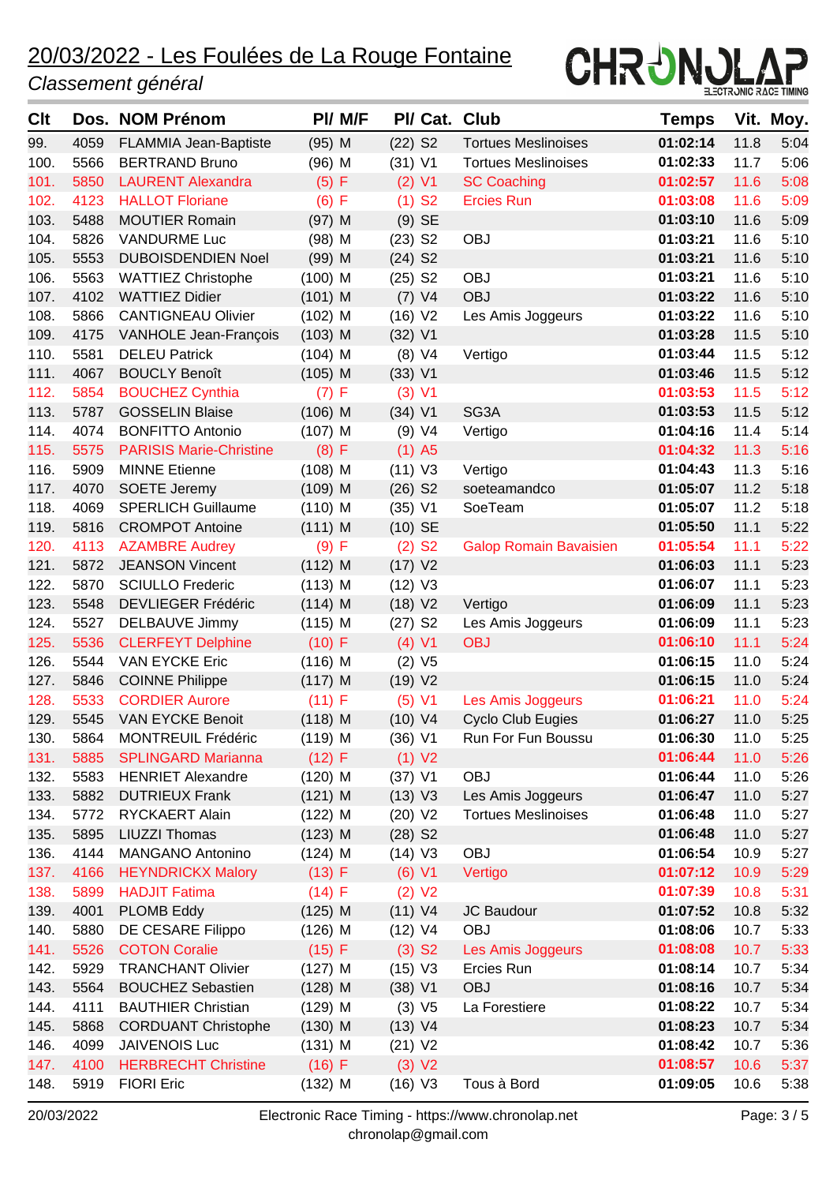# 20/03/2022 - Les Foulées de La Rouge Fontaine

*Classement général*

| Clt | Dos. | NOM Prénom | Pl/ M/F | Pl/ Cat. | Club | Temps | Vit. | Moy. |
|---|---|---|---|---|---|---|---|---|
| 99. | 4059 | FLAMMIA Jean-Baptiste | (95) M | (22) S2 | Tortues Meslinoises | **01:02:14** | 11.8 | 5:04 |
| 100. | 5566 | BERTRAND Bruno | (96) M | (31) V1 | Tortues Meslinoises | **01:02:33** | 11.7 | 5:06 |
| 101. | 5850 | LAURENT Alexandra | (5) F | (2) V1 | SC Coaching | **01:02:57** | 11.6 | 5:08 |
| 102. | 4123 | HALLOT Floriane | (6) F | (1) S2 | Ercies Run | **01:03:08** | 11.6 | 5:09 |
| 103. | 5488 | MOUTIER Romain | (97) M | (9) SE | | **01:03:10** | 11.6 | 5:09 |
| 104. | 5826 | VANDURME Luc | (98) M | (23) S2 | OBJ | **01:03:21** | 11.6 | 5:10 |
| 105. | 5553 | DUBOISDENDIEN Noel | (99) M | (24) S2 | | **01:03:21** | 11.6 | 5:10 |
| 106. | 5563 | WATTIEZ Christophe | (100) M | (25) S2 | OBJ | **01:03:21** | 11.6 | 5:10 |
| 107. | 4102 | WATTIEZ Didier | (101) M | (7) V4 | OBJ | **01:03:22** | 11.6 | 5:10 |
| 108. | 5866 | CANTIGNEAU Olivier | (102) M | (16) V2 | Les Amis Joggeurs | **01:03:22** | 11.6 | 5:10 |
| 109. | 4175 | VANHOLE Jean-François | (103) M | (32) V1 | | **01:03:28** | 11.5 | 5:10 |
| 110. | 5581 | DELEU Patrick | (104) M | (8) V4 | Vertigo | **01:03:44** | 11.5 | 5:12 |
| 111. | 4067 | BOUCLY Benoît | (105) M | (33) V1 | | **01:03:46** | 11.5 | 5:12 |
| 112. | 5854 | BOUCHEZ Cynthia | (7) F | (3) V1 | | **01:03:53** | 11.5 | 5:12 |
| 113. | 5787 | GOSSELIN Blaise | (106) M | (34) V1 | SG3A | **01:03:53** | 11.5 | 5:12 |
| 114. | 4074 | BONFITTO Antonio | (107) M | (9) V4 | Vertigo | **01:04:16** | 11.4 | 5:14 |
| 115. | 5575 | PARISIS Marie-Christine | (8) F | (1) A5 | | **01:04:32** | 11.3 | 5:16 |
| 116. | 5909 | MINNE Etienne | (108) M | (11) V3 | Vertigo | **01:04:43** | 11.3 | 5:16 |
| 117. | 4070 | SOETE Jeremy | (109) M | (26) S2 | soeteamandco | **01:05:07** | 11.2 | 5:18 |
| 118. | 4069 | SPERLICH Guillaume | (110) M | (35) V1 | SoeTeam | **01:05:07** | 11.2 | 5:18 |
| 119. | 5816 | CROMPOT Antoine | (111) M | (10) SE | | **01:05:50** | 11.1 | 5:22 |
| 120. | 4113 | AZAMBRE Audrey | (9) F | (2) S2 | Galop Romain Bavaisien | **01:05:54** | 11.1 | 5:22 |
| 121. | 5872 | JEANSON Vincent | (112) M | (17) V2 | | **01:06:03** | 11.1 | 5:23 |
| 122. | 5870 | SCIULLO Frederic | (113) M | (12) V3 | | **01:06:07** | 11.1 | 5:23 |
| 123. | 5548 | DEVLIEGER Frédéric | (114) M | (18) V2 | Vertigo | **01:06:09** | 11.1 | 5:23 |
| 124. | 5527 | DELBAUVE Jimmy | (115) M | (27) S2 | Les Amis Joggeurs | **01:06:09** | 11.1 | 5:23 |
| 125. | 5536 | CLERFEYT Delphine | (10) F | (4) V1 | OBJ | **01:06:10** | 11.1 | 5:24 |
| 126. | 5544 | VAN EYCKE Eric | (116) M | (2) V5 | | **01:06:15** | 11.0 | 5:24 |
| 127. | 5846 | COINNE Philippe | (117) M | (19) V2 | | **01:06:15** | 11.0 | 5:24 |
| 128. | 5533 | CORDIER Aurore | (11) F | (5) V1 | Les Amis Joggeurs | **01:06:21** | 11.0 | 5:24 |
| 129. | 5545 | VAN EYCKE Benoit | (118) M | (10) V4 | Cyclo Club Eugies | **01:06:27** | 11.0 | 5:25 |
| 130. | 5864 | MONTREUIL Frédéric | (119) M | (36) V1 | Run For Fun Boussu | **01:06:30** | 11.0 | 5:25 |
| 131. | 5885 | SPLINGARD Marianna | (12) F | (1) V2 | | **01:06:44** | 11.0 | 5:26 |
| 132. | 5583 | HENRIET Alexandre | (120) M | (37) V1 | OBJ | **01:06:44** | 11.0 | 5:26 |
| 133. | 5882 | DUTRIEUX Frank | (121) M | (13) V3 | Les Amis Joggeurs | **01:06:47** | 11.0 | 5:27 |
| 134. | 5772 | RYCKAERT Alain | (122) M | (20) V2 | Tortues Meslinoises | **01:06:48** | 11.0 | 5:27 |
| 135. | 5895 | LIUZZI Thomas | (123) M | (28) S2 | | **01:06:48** | 11.0 | 5:27 |
| 136. | 4144 | MANGANO Antonino | (124) M | (14) V3 | OBJ | **01:06:54** | 10.9 | 5:27 |
| 137. | 4166 | HEYNDRICKX Malory | (13) F | (6) V1 | Vertigo | **01:07:12** | 10.9 | 5:29 |
| 138. | 5899 | HADJIT Fatima | (14) F | (2) V2 | | **01:07:39** | 10.8 | 5:31 |
| 139. | 4001 | PLOMB Eddy | (125) M | (11) V4 | JC Baudour | **01:07:52** | 10.8 | 5:32 |
| 140. | 5880 | DE CESARE Filippo | (126) M | (12) V4 | OBJ | **01:08:06** | 10.7 | 5:33 |
| 141. | 5526 | COTON Coralie | (15) F | (3) S2 | Les Amis Joggeurs | **01:08:08** | 10.7 | 5:33 |
| 142. | 5929 | TRANCHANT Olivier | (127) M | (15) V3 | Ercies Run | **01:08:14** | 10.7 | 5:34 |
| 143. | 5564 | BOUCHEZ Sebastien | (128) M | (38) V1 | OBJ | **01:08:16** | 10.7 | 5:34 |
| 144. | 4111 | BAUTHIER Christian | (129) M | (3) V5 | La Forestiere | **01:08:22** | 10.7 | 5:34 |
| 145. | 5868 | CORDUANT Christophe | (130) M | (13) V4 | | **01:08:23** | 10.7 | 5:34 |
| 146. | 4099 | JAIVENOIS Luc | (131) M | (21) V2 | | **01:08:42** | 10.7 | 5:36 |
| 147. | 4100 | HERBRECHT Christine | (16) F | (3) V2 | | **01:08:57** | 10.6 | 5:37 |
| 148. | 5919 | FIORI Eric | (132) M | (16) V3 | Tous à Bord | **01:09:05** | 10.6 | 5:38 |

20/03/2022 Electronic Race Timing - https://www.chronolap.net chronolap@gmail.com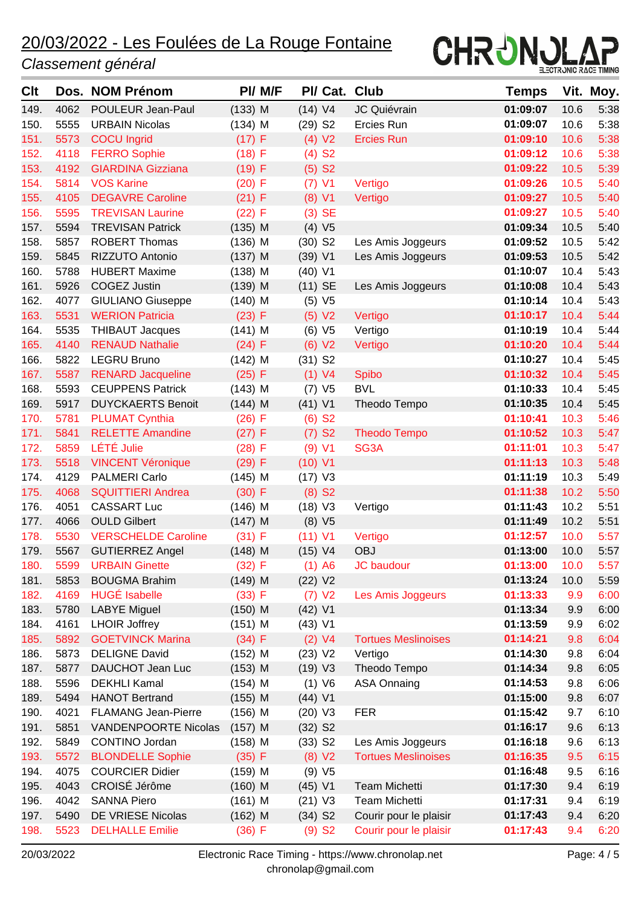# 20/03/2022 - Les Foulées de La Rouge Fontaine

*Classement général*

| Clt | Dos. | NOM Prénom | Pl/ M/F | | Pl/ Cat. | | Club | Temps | Vit. | Moy. |
|---|---|---|---|---|---|---|---|---|---|---|
| 149. | 4062 | POULEUR Jean-Paul | (133) | M | (14) | V4 | JC Quiévrain | **01:09:07** | 10.6 | 5:38 |
| 150. | 5555 | URBAIN Nicolas | (134) | M | (29) | S2 | Ercies Run | **01:09:07** | 10.6 | 5:38 |
| 151. | 5573 | COCU Ingrid | (17) | F | (4) | V2 | Ercies Run | **01:09:10** | 10.6 | 5:38 |
| 152. | 4118 | FERRO Sophie | (18) | F | (4) | S2 | | **01:09:12** | 10.6 | 5:38 |
| 153. | 4192 | GIARDINA Gizziana | (19) | F | (5) | S2 | | **01:09:22** | 10.5 | 5:39 |
| 154. | 5814 | VOS Karine | (20) | F | (7) | V1 | Vertigo | **01:09:26** | 10.5 | 5:40 |
| 155. | 4105 | DEGAVRE Caroline | (21) | F | (8) | V1 | Vertigo | **01:09:27** | 10.5 | 5:40 |
| 156. | 5595 | TREVISAN Laurine | (22) | F | (3) | SE | | **01:09:27** | 10.5 | 5:40 |
| 157. | 5594 | TREVISAN Patrick | (135) | M | (4) | V5 | | **01:09:34** | 10.5 | 5:40 |
| 158. | 5857 | ROBERT Thomas | (136) | M | (30) | S2 | Les Amis Joggeurs | **01:09:52** | 10.5 | 5:42 |
| 159. | 5845 | RIZZUTO Antonio | (137) | M | (39) | V1 | Les Amis Joggeurs | **01:09:53** | 10.5 | 5:42 |
| 160. | 5788 | HUBERT Maxime | (138) | M | (40) | V1 | | **01:10:07** | 10.4 | 5:43 |
| 161. | 5926 | COGEZ Justin | (139) | M | (11) | SE | Les Amis Joggeurs | **01:10:08** | 10.4 | 5:43 |
| 162. | 4077 | GIULIANO Giuseppe | (140) | M | (5) | V5 | | **01:10:14** | 10.4 | 5:43 |
| 163. | 5531 | WERION Patricia | (23) | F | (5) | V2 | Vertigo | **01:10:17** | 10.4 | 5:44 |
| 164. | 5535 | THIBAUT Jacques | (141) | M | (6) | V5 | Vertigo | **01:10:19** | 10.4 | 5:44 |
| 165. | 4140 | RENAUD Nathalie | (24) | F | (6) | V2 | Vertigo | **01:10:20** | 10.4 | 5:44 |
| 166. | 5822 | LEGRU Bruno | (142) | M | (31) | S2 | | **01:10:27** | 10.4 | 5:45 |
| 167. | 5587 | RENARD Jacqueline | (25) | F | (1) | V4 | Spibo | **01:10:32** | 10.4 | 5:45 |
| 168. | 5593 | CEUPPENS Patrick | (143) | M | (7) | V5 | BVL | **01:10:33** | 10.4 | 5:45 |
| 169. | 5917 | DUYCKAERTS Benoit | (144) | M | (41) | V1 | Theodo Tempo | **01:10:35** | 10.4 | 5:45 |
| 170. | 5781 | PLUMAT Cynthia | (26) | F | (6) | S2 | | **01:10:41** | 10.3 | 5:46 |
| 171. | 5841 | RELETTE Amandine | (27) | F | (7) | S2 | Theodo Tempo | **01:10:52** | 10.3 | 5:47 |
| 172. | 5859 | LÉTÉ Julie | (28) | F | (9) | V1 | SG3A | **01:11:01** | 10.3 | 5:47 |
| 173. | 5518 | VINCENT Véronique | (29) | F | (10) | V1 | | **01:11:13** | 10.3 | 5:48 |
| 174. | 4129 | PALMERI Carlo | (145) | M | (17) | V3 | | **01:11:19** | 10.3 | 5:49 |
| 175. | 4068 | SQUITTIERI Andrea | (30) | F | (8) | S2 | | **01:11:38** | 10.2 | 5:50 |
| 176. | 4051 | CASSART Luc | (146) | M | (18) | V3 | Vertigo | **01:11:43** | 10.2 | 5:51 |
| 177. | 4066 | OULD Gilbert | (147) | M | (8) | V5 | | **01:11:49** | 10.2 | 5:51 |
| 178. | 5530 | VERSCHELDE Caroline | (31) | F | (11) | V1 | Vertigo | **01:12:57** | 10.0 | 5:57 |
| 179. | 5567 | GUTIERREZ Angel | (148) | M | (15) | V4 | OBJ | **01:13:00** | 10.0 | 5:57 |
| 180. | 5599 | URBAIN Ginette | (32) | F | (1) | A6 | JC baudour | **01:13:00** | 10.0 | 5:57 |
| 181. | 5853 | BOUGMA Brahim | (149) | M | (22) | V2 | | **01:13:24** | 10.0 | 5:59 |
| 182. | 4169 | HUGÉ Isabelle | (33) | F | (7) | V2 | Les Amis Joggeurs | **01:13:33** | 9.9 | 6:00 |
| 183. | 5780 | LABYE Miguel | (150) | M | (42) | V1 | | **01:13:34** | 9.9 | 6:00 |
| 184. | 4161 | LHOIR Joffrey | (151) | M | (43) | V1 | | **01:13:59** | 9.9 | 6:02 |
| 185. | 5892 | GOETVINCK Marina | (34) | F | (2) | V4 | Tortues Meslinoises | **01:14:21** | 9.8 | 6:04 |
| 186. | 5873 | DELIGNE David | (152) | M | (23) | V2 | Vertigo | **01:14:30** | 9.8 | 6:04 |
| 187. | 5877 | DAUCHOT Jean Luc | (153) | M | (19) | V3 | Theodo Tempo | **01:14:34** | 9.8 | 6:05 |
| 188. | 5596 | DEKHLI Kamal | (154) | M | (1) | V6 | ASA Onnaing | **01:14:53** | 9.8 | 6:06 |
| 189. | 5494 | HANOT Bertrand | (155) | M | (44) | V1 | | **01:15:00** | 9.8 | 6:07 |
| 190. | 4021 | FLAMANG Jean-Pierre | (156) | M | (20) | V3 | FER | **01:15:42** | 9.7 | 6:10 |
| 191. | 5851 | VANDENPOORTE Nicolas | (157) | M | (32) | S2 | | **01:16:17** | 9.6 | 6:13 |
| 192. | 5849 | CONTINO Jordan | (158) | M | (33) | S2 | Les Amis Joggeurs | **01:16:18** | 9.6 | 6:13 |
| 193. | 5572 | BLONDELLE Sophie | (35) | F | (8) | V2 | Tortues Meslinoises | **01:16:35** | 9.5 | 6:15 |
| 194. | 4075 | COURCIER Didier | (159) | M | (9) | V5 | | **01:16:48** | 9.5 | 6:16 |
| 195. | 4043 | CROISÉ Jérôme | (160) | M | (45) | V1 | Team Michetti | **01:17:30** | 9.4 | 6:19 |
| 196. | 4042 | SANNA Piero | (161) | M | (21) | V3 | Team Michetti | **01:17:31** | 9.4 | 6:19 |
| 197. | 5490 | DE VRIESE Nicolas | (162) | M | (34) | S2 | Courir pour le plaisir | **01:17:43** | 9.4 | 6:20 |
| 198. | 5523 | DELHALLE Emilie | (36) | F | (9) | S2 | Courir pour le plaisir | **01:17:43** | 9.4 | 6:20 |

20/03/2022 — Electronic Race Timing - https://www.chronolap.net chronolap@gmail.com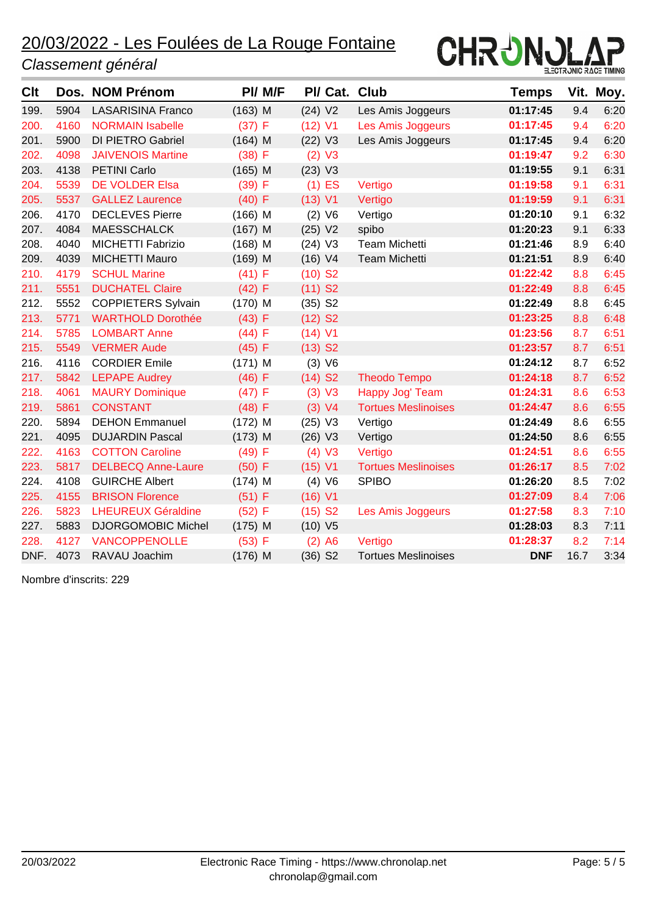# 20/03/2022 - Les Foulées de La Rouge Fontaine

*Classement général*

CHRONOLAP ELECTRONIC RACE TIMING

| Clt | Dos. | NOM Prénom | Pl/ M/F | Pl/ Cat. | Club | Temps | Vit. | Moy. |
|---|---|---|---|---|---|---|---|---|
| 199. | 5904 | LASARISINA Franco | (163) M | (24) V2 | Les Amis Joggeurs | 01:17:45 | 9.4 | 6:20 |
| 200. | 4160 | NORMAIN Isabelle | (37) F | (12) V1 | Les Amis Joggeurs | 01:17:45 | 9.4 | 6:20 |
| 201. | 5900 | DI PIETRO Gabriel | (164) M | (22) V3 | Les Amis Joggeurs | 01:17:45 | 9.4 | 6:20 |
| 202. | 4098 | JAIVENOIS Martine | (38) F | (2) V3 | | 01:19:47 | 9.2 | 6:30 |
| 203. | 4138 | PETINI Carlo | (165) M | (23) V3 | | 01:19:55 | 9.1 | 6:31 |
| 204. | 5539 | DE VOLDER Elsa | (39) F | (1) ES | Vertigo | 01:19:58 | 9.1 | 6:31 |
| 205. | 5537 | GALLEZ Laurence | (40) F | (13) V1 | Vertigo | 01:19:59 | 9.1 | 6:31 |
| 206. | 4170 | DECLEVES Pierre | (166) M | (2) V6 | Vertigo | 01:20:10 | 9.1 | 6:32 |
| 207. | 4084 | MAESSCHALCK | (167) M | (25) V2 | spibo | 01:20:23 | 9.1 | 6:33 |
| 208. | 4040 | MICHETTI Fabrizio | (168) M | (24) V3 | Team Michetti | 01:21:46 | 8.9 | 6:40 |
| 209. | 4039 | MICHETTI Mauro | (169) M | (16) V4 | Team Michetti | 01:21:51 | 8.9 | 6:40 |
| 210. | 4179 | SCHUL Marine | (41) F | (10) S2 | | 01:22:42 | 8.8 | 6:45 |
| 211. | 5551 | DUCHATEL Claire | (42) F | (11) S2 | | 01:22:49 | 8.8 | 6:45 |
| 212. | 5552 | COPPIETERS Sylvain | (170) M | (35) S2 | | 01:22:49 | 8.8 | 6:45 |
| 213. | 5771 | WARTHOLD Dorothée | (43) F | (12) S2 | | 01:23:25 | 8.8 | 6:48 |
| 214. | 5785 | LOMBART Anne | (44) F | (14) V1 | | 01:23:56 | 8.7 | 6:51 |
| 215. | 5549 | VERMER Aude | (45) F | (13) S2 | | 01:23:57 | 8.7 | 6:51 |
| 216. | 4116 | CORDIER Emile | (171) M | (3) V6 | | 01:24:12 | 8.7 | 6:52 |
| 217. | 5842 | LEPAPE Audrey | (46) F | (14) S2 | Theodo Tempo | 01:24:18 | 8.7 | 6:52 |
| 218. | 4061 | MAURY Dominique | (47) F | (3) V3 | Happy Jog' Team | 01:24:31 | 8.6 | 6:53 |
| 219. | 5861 | CONSTANT | (48) F | (3) V4 | Tortues Meslinoises | 01:24:47 | 8.6 | 6:55 |
| 220. | 5894 | DEHON Emmanuel | (172) M | (25) V3 | Vertigo | 01:24:49 | 8.6 | 6:55 |
| 221. | 4095 | DUJARDIN Pascal | (173) M | (26) V3 | Vertigo | 01:24:50 | 8.6 | 6:55 |
| 222. | 4163 | COTTON Caroline | (49) F | (4) V3 | Vertigo | 01:24:51 | 8.6 | 6:55 |
| 223. | 5817 | DELBECQ Anne-Laure | (50) F | (15) V1 | Tortues Meslinoises | 01:26:17 | 8.5 | 7:02 |
| 224. | 4108 | GUIRCHE Albert | (174) M | (4) V6 | SPIBO | 01:26:20 | 8.5 | 7:02 |
| 225. | 4155 | BRISON Florence | (51) F | (16) V1 | | 01:27:09 | 8.4 | 7:06 |
| 226. | 5823 | LHEUREUX Géraldine | (52) F | (15) S2 | Les Amis Joggeurs | 01:27:58 | 8.3 | 7:10 |
| 227. | 5883 | DJORGOMOBIC Michel | (175) M | (10) V5 | | 01:28:03 | 8.3 | 7:11 |
| 228. | 4127 | VANCOPPENOLLE | (53) F | (2) A6 | Vertigo | 01:28:37 | 8.2 | 7:14 |
| DNF. | 4073 | RAVAU Joachim | (176) M | (36) S2 | Tortues Meslinoises | DNF | 16.7 | 3:34 |

Nombre d'inscrits: 229